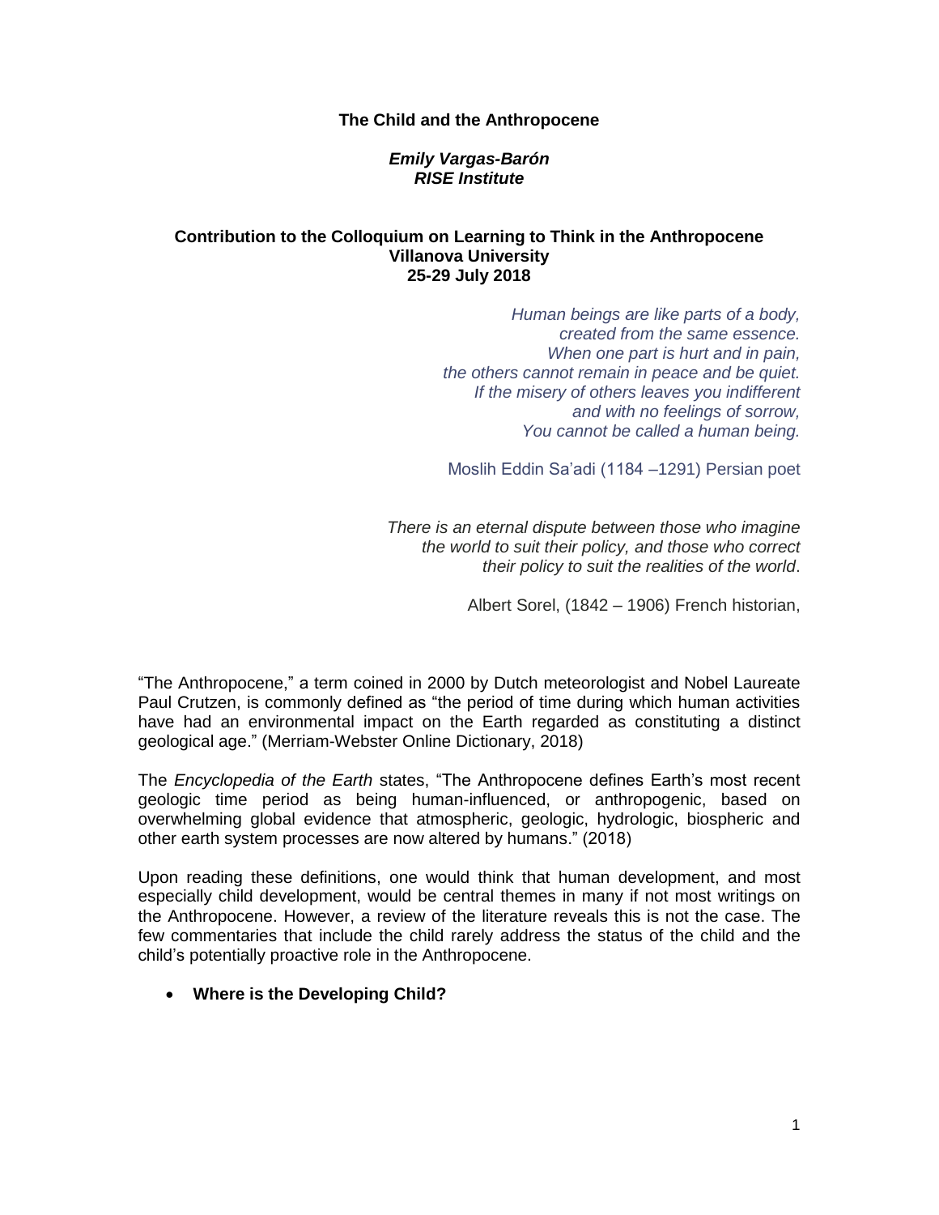# The Child and the Anthropocene

***Emily Vargas-Barón***
***RISE Institute***

**Contribution to the Colloquium on Learning to Think in the Anthropocene**
**Villanova University**
**25-29 July 2018**

> *Human beings are like parts of a body,*
> *created from the same essence.*
> *When one part is hurt and in pain,*
> *the others cannot remain in peace and be quiet.*
> *If the misery of others leaves you indifferent*
> *and with no feelings of sorrow,*
> *You cannot be called a human being.*
>
> Moslih Eddin Sa'adi (1184 –1291) Persian poet

> *There is an eternal dispute between those who imagine*
> *the world to suit their policy, and those who correct*
> *their policy to suit the realities of the world*.
>
> Albert Sorel, (1842 – 1906) French historian,

"The Anthropocene," a term coined in 2000 by Dutch meteorologist and Nobel Laureate Paul Crutzen, is commonly defined as "the period of time during which human activities have had an environmental impact on the Earth regarded as constituting a distinct geological age." (Merriam-Webster Online Dictionary, 2018)

The *Encyclopedia of the Earth* states, "The Anthropocene defines Earth's most recent geologic time period as being human-influenced, or anthropogenic, based on overwhelming global evidence that atmospheric, geologic, hydrologic, biospheric and other earth system processes are now altered by humans." (2018)

Upon reading these definitions, one would think that human development, and most especially child development, would be central themes in many if not most writings on the Anthropocene. However, a review of the literature reveals this is not the case. The few commentaries that include the child rarely address the status of the child and the child's potentially proactive role in the Anthropocene.

- **Where is the Developing Child?**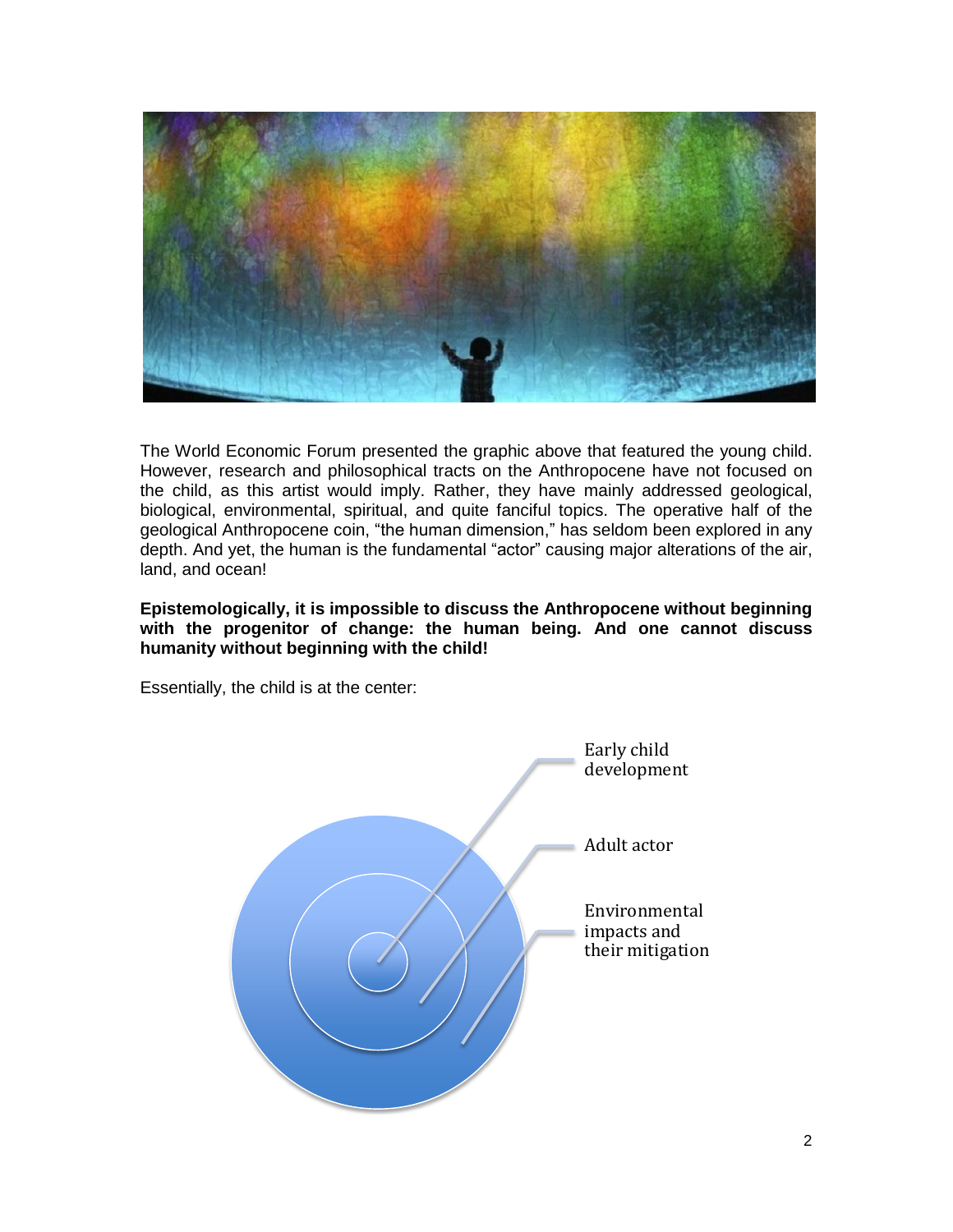The World Economic Forum presented the graphic above that featured the young child. However, research and philosophical tracts on the Anthropocene have not focused on the child, as this artist would imply. Rather, they have mainly addressed geological, biological, environmental, spiritual, and quite fanciful topics. The operative half of the geological Anthropocene coin, "the human dimension," has seldom been explored in any depth. And yet, the human is the fundamental "actor" causing major alterations of the air, land, and ocean!

**Epistemologically, it is impossible to discuss the Anthropocene without beginning with the progenitor of change: the human being. And one cannot discuss humanity without beginning with the child!**

Essentially, the child is at the center:

- Early child development
- Adult actor
- Environmental impacts and their mitigation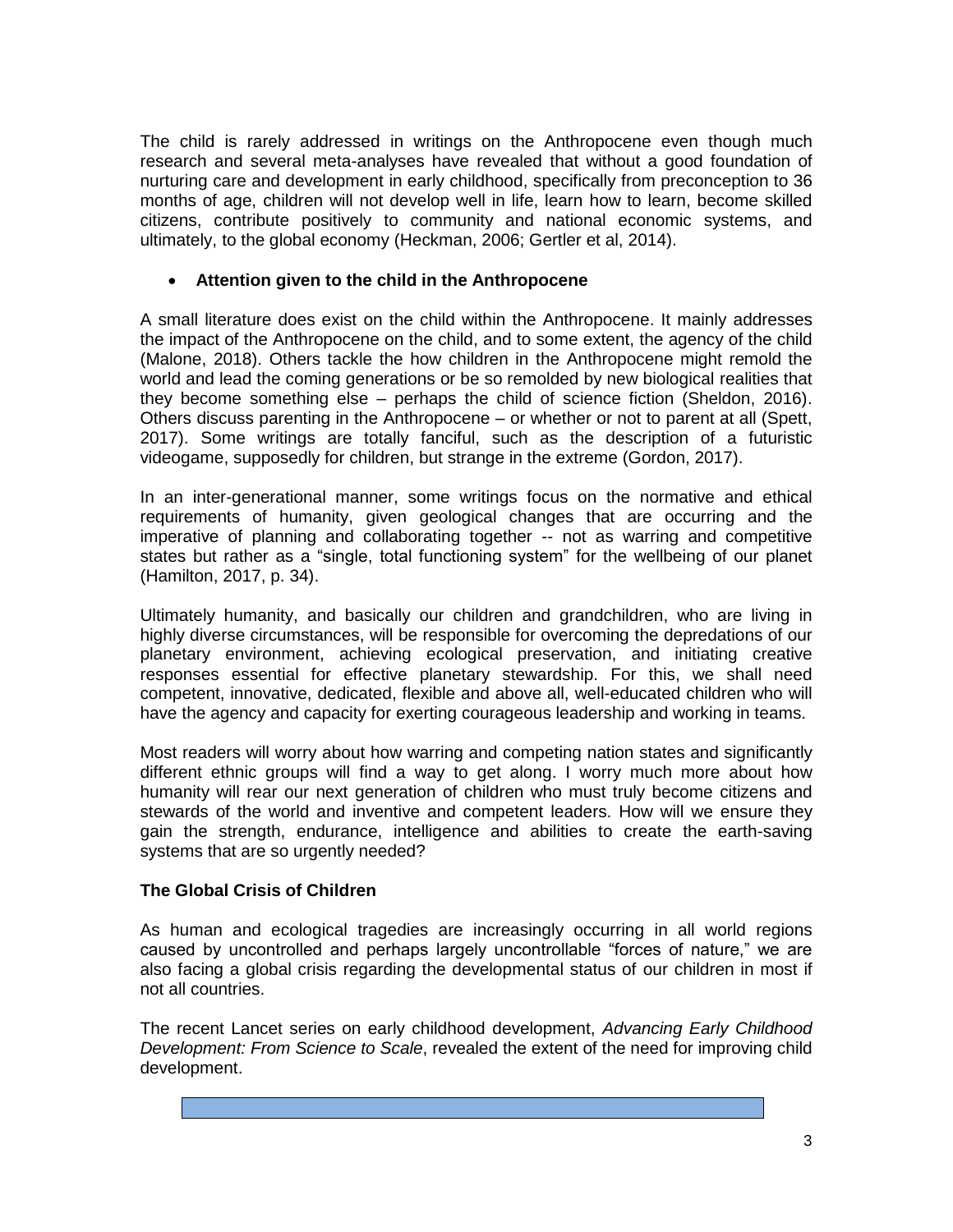The child is rarely addressed in writings on the Anthropocene even though much research and several meta-analyses have revealed that without a good foundation of nurturing care and development in early childhood, specifically from preconception to 36 months of age, children will not develop well in life, learn how to learn, become skilled citizens, contribute positively to community and national economic systems, and ultimately, to the global economy (Heckman, 2006; Gertler et al, 2014).

- **Attention given to the child in the Anthropocene**

A small literature does exist on the child within the Anthropocene. It mainly addresses the impact of the Anthropocene on the child, and to some extent, the agency of the child (Malone, 2018). Others tackle the how children in the Anthropocene might remold the world and lead the coming generations or be so remolded by new biological realities that they become something else – perhaps the child of science fiction (Sheldon, 2016). Others discuss parenting in the Anthropocene – or whether or not to parent at all (Spett, 2017). Some writings are totally fanciful, such as the description of a futuristic videogame, supposedly for children, but strange in the extreme (Gordon, 2017).

In an inter-generational manner, some writings focus on the normative and ethical requirements of humanity, given geological changes that are occurring and the imperative of planning and collaborating together -- not as warring and competitive states but rather as a "single, total functioning system" for the wellbeing of our planet (Hamilton, 2017, p. 34).

Ultimately humanity, and basically our children and grandchildren, who are living in highly diverse circumstances, will be responsible for overcoming the depredations of our planetary environment, achieving ecological preservation, and initiating creative responses essential for effective planetary stewardship. For this, we shall need competent, innovative, dedicated, flexible and above all, well-educated children who will have the agency and capacity for exerting courageous leadership and working in teams.

Most readers will worry about how warring and competing nation states and significantly different ethnic groups will find a way to get along. I worry much more about how humanity will rear our next generation of children who must truly become citizens and stewards of the world and inventive and competent leaders. How will we ensure they gain the strength, endurance, intelligence and abilities to create the earth-saving systems that are so urgently needed?

**The Global Crisis of Children**

As human and ecological tragedies are increasingly occurring in all world regions caused by uncontrolled and perhaps largely uncontrollable "forces of nature," we are also facing a global crisis regarding the developmental status of our children in most if not all countries.

The recent Lancet series on early childhood development, *Advancing Early Childhood Development: From Science to Scale*, revealed the extent of the need for improving child development.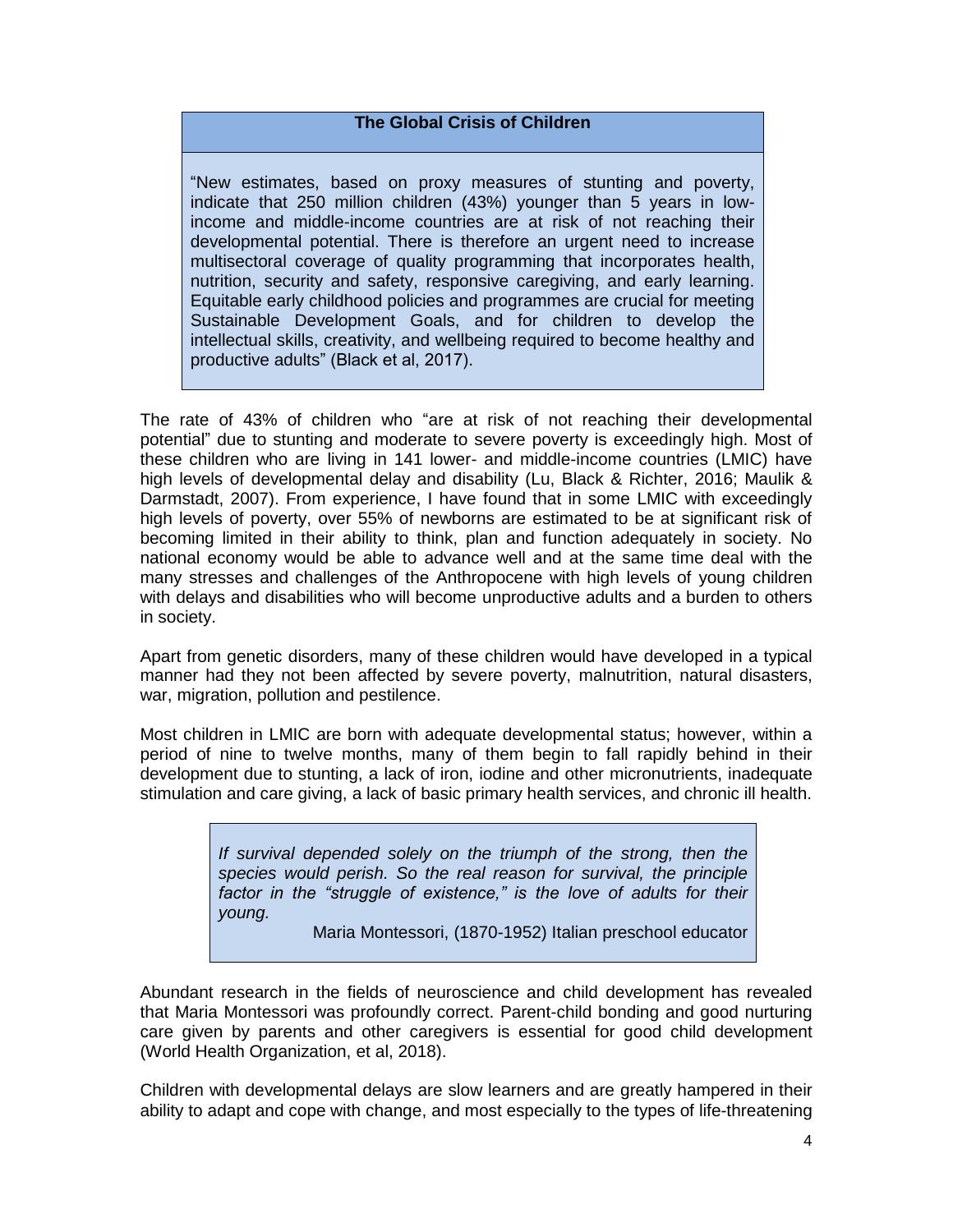**The Global Crisis of Children**

"New estimates, based on proxy measures of stunting and poverty, indicate that 250 million children (43%) younger than 5 years in low-income and middle-income countries are at risk of not reaching their developmental potential. There is therefore an urgent need to increase multisectoral coverage of quality programming that incorporates health, nutrition, security and safety, responsive caregiving, and early learning. Equitable early childhood policies and programmes are crucial for meeting Sustainable Development Goals, and for children to develop the intellectual skills, creativity, and wellbeing required to become healthy and productive adults" (Black et al, 2017).

The rate of 43% of children who "are at risk of not reaching their developmental potential" due to stunting and moderate to severe poverty is exceedingly high. Most of these children who are living in 141 lower- and middle-income countries (LMIC) have high levels of developmental delay and disability (Lu, Black & Richter, 2016; Maulik & Darmstadt, 2007). From experience, I have found that in some LMIC with exceedingly high levels of poverty, over 55% of newborns are estimated to be at significant risk of becoming limited in their ability to think, plan and function adequately in society. No national economy would be able to advance well and at the same time deal with the many stresses and challenges of the Anthropocene with high levels of young children with delays and disabilities who will become unproductive adults and a burden to others in society.

Apart from genetic disorders, many of these children would have developed in a typical manner had they not been affected by severe poverty, malnutrition, natural disasters, war, migration, pollution and pestilence.

Most children in LMIC are born with adequate developmental status; however, within a period of nine to twelve months, many of them begin to fall rapidly behind in their development due to stunting, a lack of iron, iodine and other micronutrients, inadequate stimulation and care giving, a lack of basic primary health services, and chronic ill health.

> *If survival depended solely on the triumph of the strong, then the species would perish. So the real reason for survival, the principle factor in the "struggle of existence," is the love of adults for their young.*
>
> Maria Montessori, (1870-1952) Italian preschool educator

Abundant research in the fields of neuroscience and child development has revealed that Maria Montessori was profoundly correct. Parent-child bonding and good nurturing care given by parents and other caregivers is essential for good child development (World Health Organization, et al, 2018).

Children with developmental delays are slow learners and are greatly hampered in their ability to adapt and cope with change, and most especially to the types of life-threatening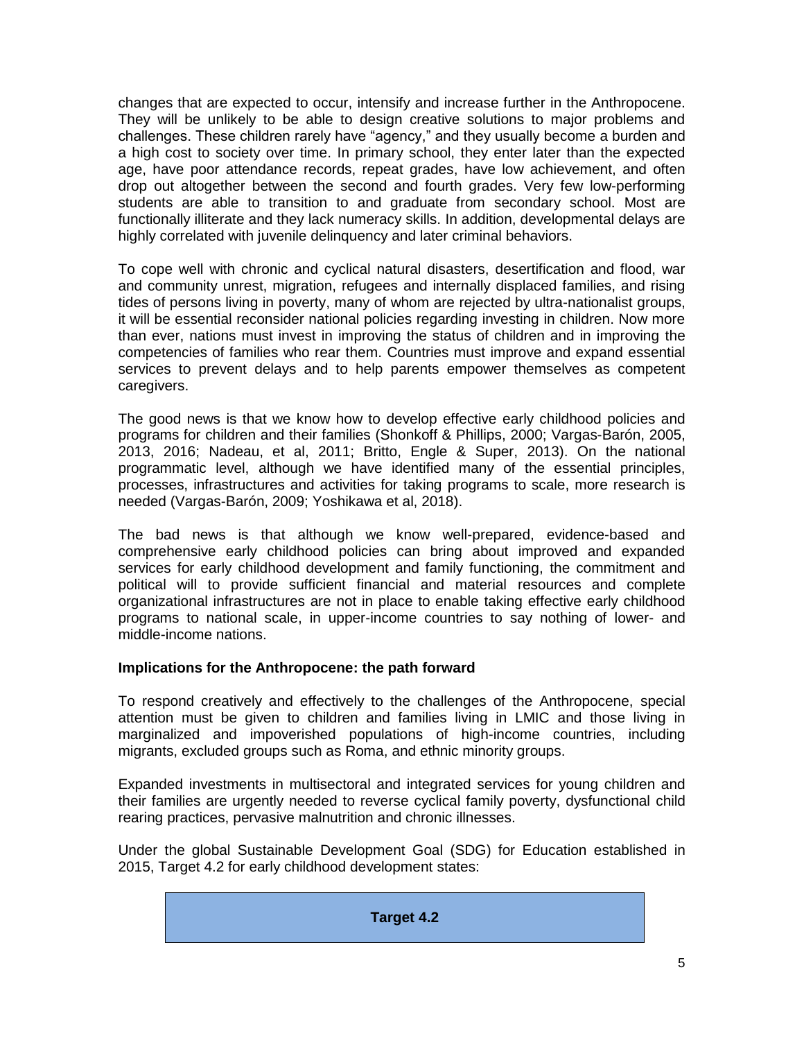changes that are expected to occur, intensify and increase further in the Anthropocene. They will be unlikely to be able to design creative solutions to major problems and challenges. These children rarely have "agency," and they usually become a burden and a high cost to society over time. In primary school, they enter later than the expected age, have poor attendance records, repeat grades, have low achievement, and often drop out altogether between the second and fourth grades. Very few low-performing students are able to transition to and graduate from secondary school. Most are functionally illiterate and they lack numeracy skills. In addition, developmental delays are highly correlated with juvenile delinquency and later criminal behaviors.

To cope well with chronic and cyclical natural disasters, desertification and flood, war and community unrest, migration, refugees and internally displaced families, and rising tides of persons living in poverty, many of whom are rejected by ultra-nationalist groups, it will be essential reconsider national policies regarding investing in children. Now more than ever, nations must invest in improving the status of children and in improving the competencies of families who rear them. Countries must improve and expand essential services to prevent delays and to help parents empower themselves as competent caregivers.

The good news is that we know how to develop effective early childhood policies and programs for children and their families (Shonkoff & Phillips, 2000; Vargas-Barón, 2005, 2013, 2016; Nadeau, et al, 2011; Britto, Engle & Super, 2013). On the national programmatic level, although we have identified many of the essential principles, processes, infrastructures and activities for taking programs to scale, more research is needed (Vargas-Barón, 2009; Yoshikawa et al, 2018).

The bad news is that although we know well-prepared, evidence-based and comprehensive early childhood policies can bring about improved and expanded services for early childhood development and family functioning, the commitment and political will to provide sufficient financial and material resources and complete organizational infrastructures are not in place to enable taking effective early childhood programs to national scale, in upper-income countries to say nothing of lower- and middle-income nations.

**Implications for the Anthropocene: the path forward**

To respond creatively and effectively to the challenges of the Anthropocene, special attention must be given to children and families living in LMIC and those living in marginalized and impoverished populations of high-income countries, including migrants, excluded groups such as Roma, and ethnic minority groups.

Expanded investments in multisectoral and integrated services for young children and their families are urgently needed to reverse cyclical family poverty, dysfunctional child rearing practices, pervasive malnutrition and chronic illnesses.

Under the global Sustainable Development Goal (SDG) for Education established in 2015, Target 4.2 for early childhood development states:

**Target 4.2**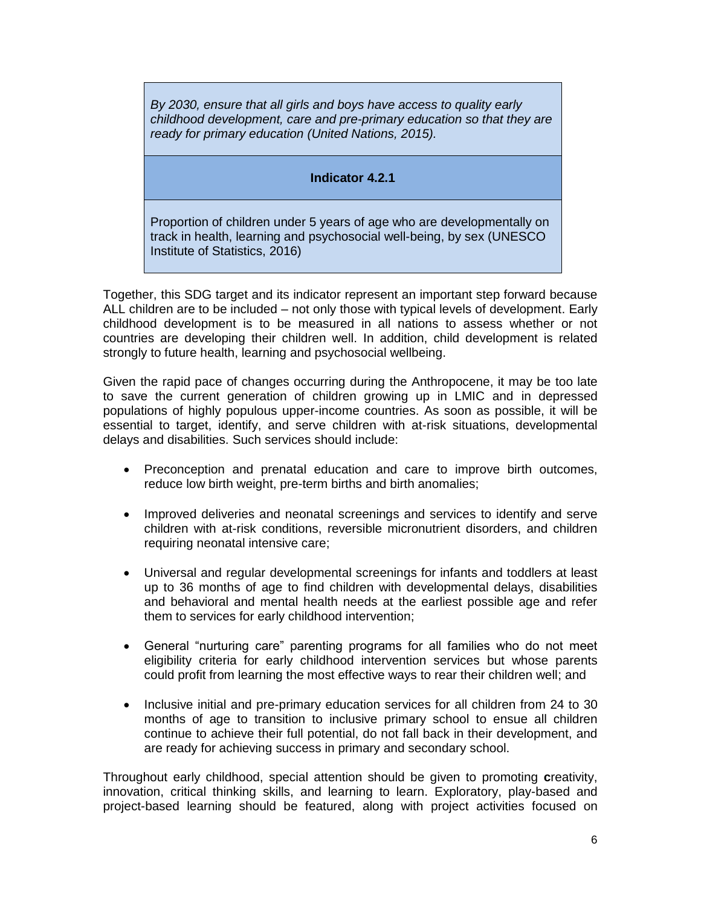| *By 2030, ensure that all girls and boys have access to quality early childhood development, care and pre-primary education so that they are ready for primary education (United Nations, 2015).* |
| --- |
| **Indicator 4.2.1** |
| Proportion of children under 5 years of age who are developmentally on track in health, learning and psychosocial well-being, by sex (UNESCO Institute of Statistics, 2016) |

Together, this SDG target and its indicator represent an important step forward because ALL children are to be included – not only those with typical levels of development. Early childhood development is to be measured in all nations to assess whether or not countries are developing their children well. In addition, child development is related strongly to future health, learning and psychosocial wellbeing.

Given the rapid pace of changes occurring during the Anthropocene, it may be too late to save the current generation of children growing up in LMIC and in depressed populations of highly populous upper-income countries. As soon as possible, it will be essential to target, identify, and serve children with at-risk situations, developmental delays and disabilities. Such services should include:

- Preconception and prenatal education and care to improve birth outcomes, reduce low birth weight, pre-term births and birth anomalies;
- Improved deliveries and neonatal screenings and services to identify and serve children with at-risk conditions, reversible micronutrient disorders, and children requiring neonatal intensive care;
- Universal and regular developmental screenings for infants and toddlers at least up to 36 months of age to find children with developmental delays, disabilities and behavioral and mental health needs at the earliest possible age and refer them to services for early childhood intervention;
- General "nurturing care" parenting programs for all families who do not meet eligibility criteria for early childhood intervention services but whose parents could profit from learning the most effective ways to rear their children well; and
- Inclusive initial and pre-primary education services for all children from 24 to 30 months of age to transition to inclusive primary school to ensue all children continue to achieve their full potential, do not fall back in their development, and are ready for achieving success in primary and secondary school.

Throughout early childhood, special attention should be given to promoting **c**reativity, innovation, critical thinking skills, and learning to learn. Exploratory, play-based and project-based learning should be featured, along with project activities focused on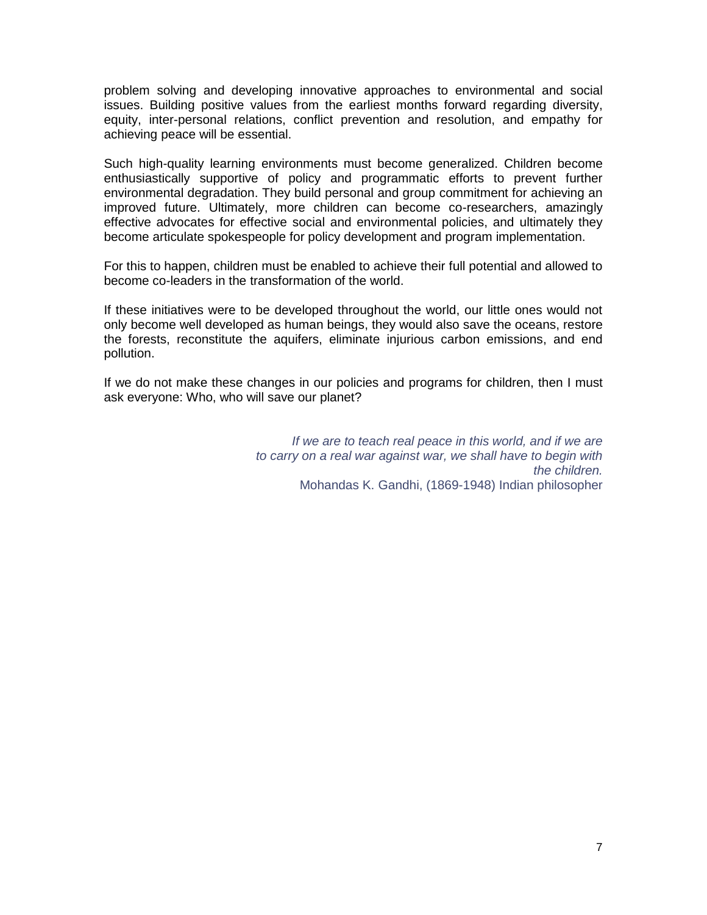problem solving and developing innovative approaches to environmental and social issues. Building positive values from the earliest months forward regarding diversity, equity, inter-personal relations, conflict prevention and resolution, and empathy for achieving peace will be essential.

Such high-quality learning environments must become generalized. Children become enthusiastically supportive of policy and programmatic efforts to prevent further environmental degradation. They build personal and group commitment for achieving an improved future. Ultimately, more children can become co-researchers, amazingly effective advocates for effective social and environmental policies, and ultimately they become articulate spokespeople for policy development and program implementation.

For this to happen, children must be enabled to achieve their full potential and allowed to become co-leaders in the transformation of the world.

If these initiatives were to be developed throughout the world, our little ones would not only become well developed as human beings, they would also save the oceans, restore the forests, reconstitute the aquifers, eliminate injurious carbon emissions, and end pollution.

If we do not make these changes in our policies and programs for children, then I must ask everyone: Who, who will save our planet?

*If we are to teach real peace in this world, and if we are to carry on a real war against war, we shall have to begin with the children.*
Mohandas K. Gandhi, (1869-1948) Indian philosopher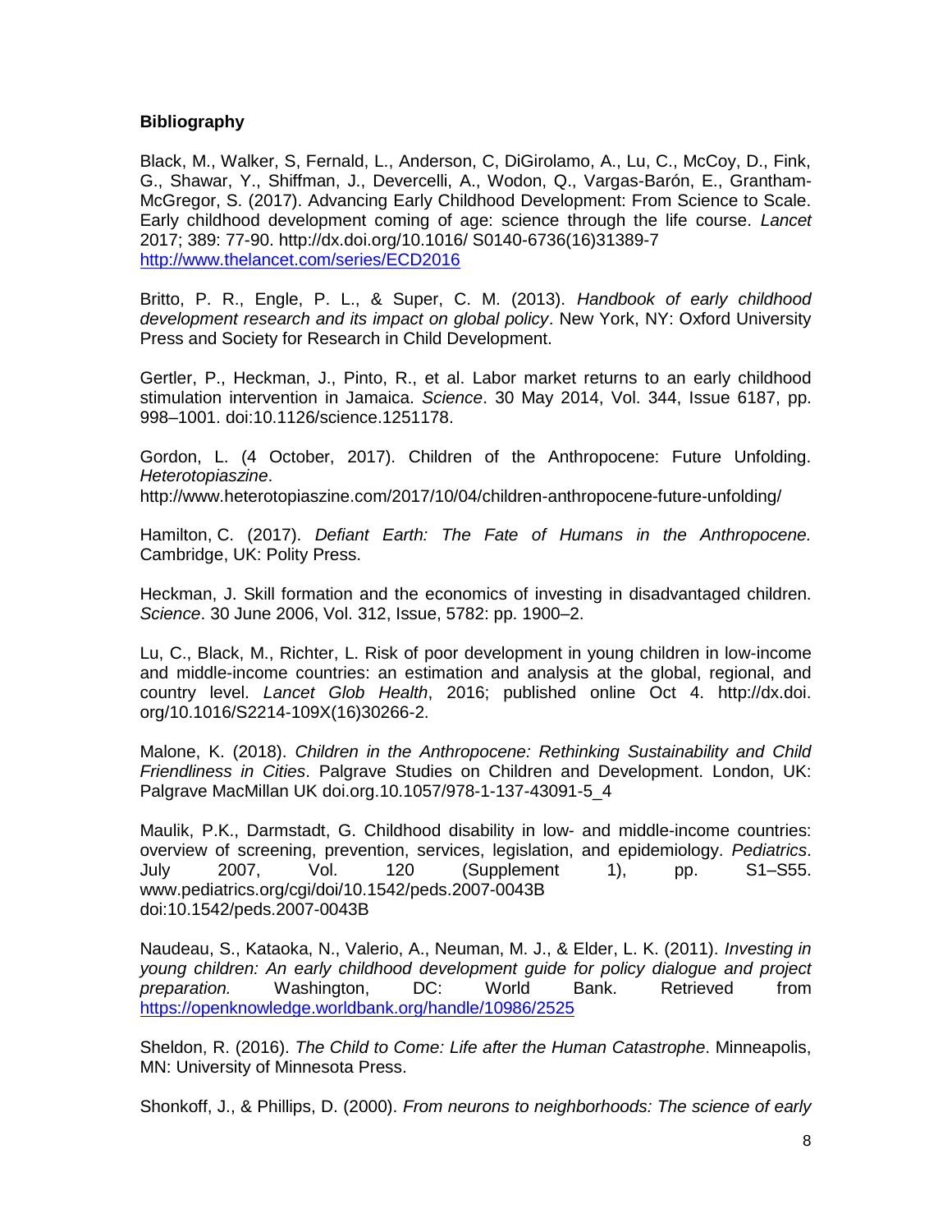**Bibliography**

Black, M., Walker, S, Fernald, L., Anderson, C, DiGirolamo, A., Lu, C., McCoy, D., Fink, G., Shawar, Y., Shiffman, J., Devercelli, A., Wodon, Q., Vargas-Barón, E., Grantham-McGregor, S. (2017). Advancing Early Childhood Development: From Science to Scale. Early childhood development coming of age: science through the life course. *Lancet* 2017; 389: 77-90. http://dx.doi.org/10.1016/ S0140-6736(16)31389-7 http://www.thelancet.com/series/ECD2016

Britto, P. R., Engle, P. L., & Super, C. M. (2013). *Handbook of early childhood development research and its impact on global policy*. New York, NY: Oxford University Press and Society for Research in Child Development.

Gertler, P., Heckman, J., Pinto, R., et al. Labor market returns to an early childhood stimulation intervention in Jamaica. *Science*. 30 May 2014, Vol. 344, Issue 6187, pp. 998–1001. doi:10.1126/science.1251178.

Gordon, L. (4 October, 2017). Children of the Anthropocene: Future Unfolding. *Heterotopiaszine*.
http://www.heterotopiaszine.com/2017/10/04/children-anthropocene-future-unfolding/

Hamilton, C. (2017). *Defiant Earth: The Fate of Humans in the Anthropocene.* Cambridge, UK: Polity Press.

Heckman, J. Skill formation and the economics of investing in disadvantaged children. *Science*. 30 June 2006, Vol. 312, Issue, 5782: pp. 1900–2.

Lu, C., Black, M., Richter, L. Risk of poor development in young children in low-income and middle-income countries: an estimation and analysis at the global, regional, and country level. *Lancet Glob Health*, 2016; published online Oct 4. http://dx.doi.org/10.1016/S2214-109X(16)30266-2.

Malone, K. (2018). *Children in the Anthropocene: Rethinking Sustainability and Child Friendliness in Cities*. Palgrave Studies on Children and Development. London, UK: Palgrave MacMillan UK doi.org.10.1057/978-1-137-43091-5_4

Maulik, P.K., Darmstadt, G. Childhood disability in low- and middle-income countries: overview of screening, prevention, services, legislation, and epidemiology. *Pediatrics*. July 2007, Vol. 120 (Supplement 1), pp. S1–S55. www.pediatrics.org/cgi/doi/10.1542/peds.2007-0043B
doi:10.1542/peds.2007-0043B

Naudeau, S., Kataoka, N., Valerio, A., Neuman, M. J., & Elder, L. K. (2011). *Investing in young children: An early childhood development guide for policy dialogue and project preparation.* Washington, DC: World Bank. Retrieved from https://openknowledge.worldbank.org/handle/10986/2525

Sheldon, R. (2016). *The Child to Come: Life after the Human Catastrophe*. Minneapolis, MN: University of Minnesota Press.

Shonkoff, J., & Phillips, D. (2000). *From neurons to neighborhoods: The science of early*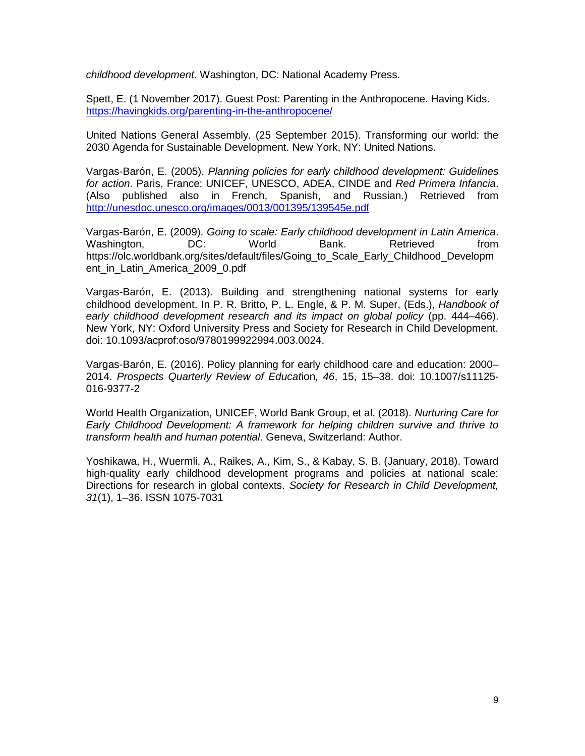*childhood development*. Washington, DC: National Academy Press.

Spett, E. (1 November 2017). Guest Post: Parenting in the Anthropocene. Having Kids. https://havingkids.org/parenting-in-the-anthropocene/

United Nations General Assembly. (25 September 2015). Transforming our world: the 2030 Agenda for Sustainable Development. New York, NY: United Nations.

Vargas-Barón, E. (2005). *Planning policies for early childhood development: Guidelines for action*. Paris, France: UNICEF, UNESCO, ADEA, CINDE and *Red Primera Infancia*. (Also published also in French, Spanish, and Russian.) Retrieved from http://unesdoc.unesco.org/images/0013/001395/139545e.pdf

Vargas-Barón, E. (2009). *Going to scale: Early childhood development in Latin America*. Washington, DC: World Bank. Retrieved from https://olc.worldbank.org/sites/default/files/Going_to_Scale_Early_Childhood_Development_in_Latin_America_2009_0.pdf

Vargas-Barón, E. (2013). Building and strengthening national systems for early childhood development. In P. R. Britto, P. L. Engle, & P. M. Super, (Eds.), *Handbook of early childhood development research and its impact on global policy* (pp. 444–466). New York, NY: Oxford University Press and Society for Research in Child Development. doi: 10.1093/acprof:oso/9780199922994.003.0024.

Vargas-Barón, E. (2016). Policy planning for early childhood care and education: 2000–2014. *Prospects Quarterly Review of Educat*ion*, 46*, 15, 15–38. doi: 10.1007/s11125-016-9377-2

World Health Organization, UNICEF, World Bank Group, et al. (2018). *Nurturing Care for Early Childhood Development: A framework for helping children survive and thrive to transform health and human potential*. Geneva, Switzerland: Author.

Yoshikawa, H., Wuermli, A., Raikes, A., Kim, S., & Kabay, S. B. (January, 2018). Toward high-quality early childhood development programs and policies at national scale: Directions for research in global contexts. *Society for Research in Child Development, 31*(1), 1–36. ISSN 1075-7031